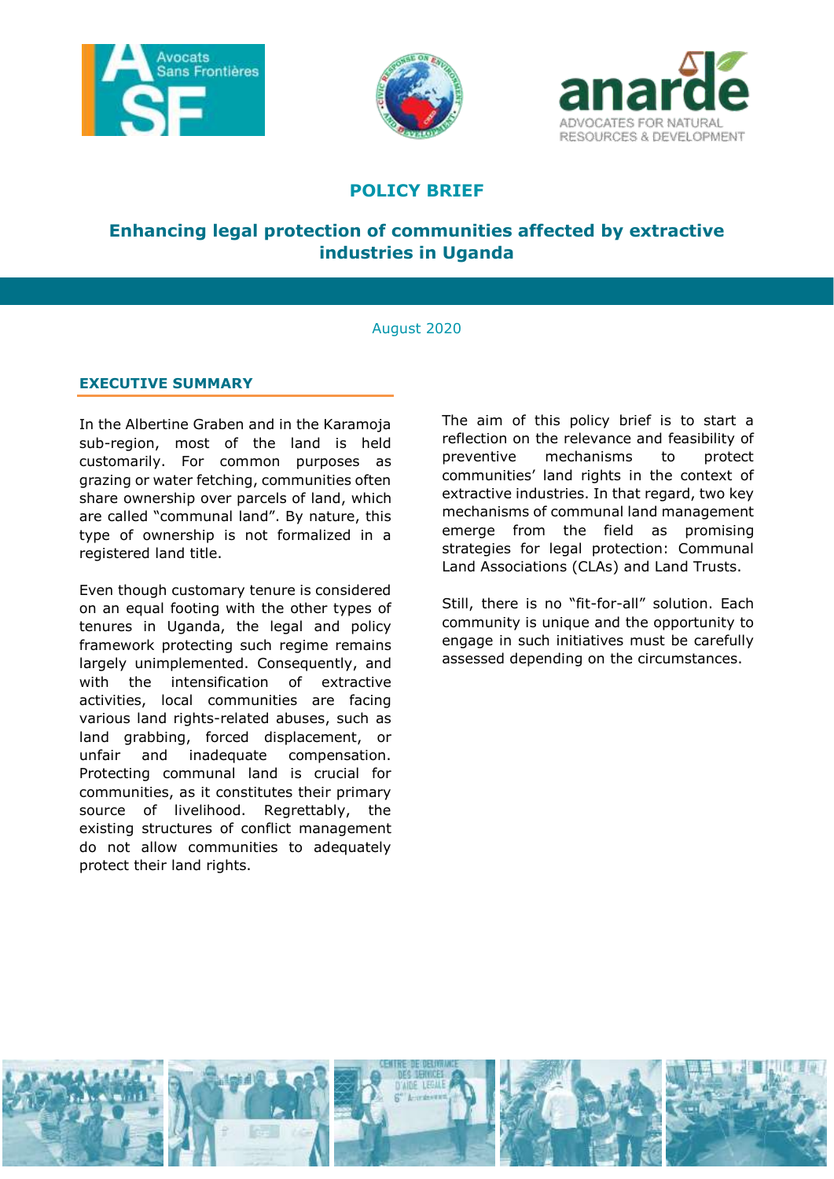# POLICY BRIEF

## Enhancing legal protection of communities affected by extractive industries in Uganda

August 2020

### EXECUTIVE SUMMARY

In the Albertine Graben and in the Karamoja sub-region, most of the land is held customarily. For common purposes as grazing or water fetching, communities often share ownership over parcels of land, which are called "communal land". By nature, this type of ownership is not formalized in a registered land title.

Even though customary tenure is considered on an equal footing with the other types of tenures in Uganda, the legal and policy framework protecting such regime remains largely unimplemented. Consequently, and with the intensification of extractive activities, local communities are facing various land rights-related abuses, such as land grabbing, forced displacement, or unfair and inadequate compensation. Protecting communal land is crucial for communities, as it constitutes their primary source of livelihood. Regrettably, the existing structures of conflict management do not allow communities to adequately protect their land rights.

The aim of this policy brief is to start a reflection on the relevance and feasibility of preventive mechanisms to protect communities' land rights in the context of extractive industries. In that regard, two key mechanisms of communal land management emerge from the field as promising strategies for legal protection: Communal Land Associations (CLAs) and Land Trusts.

Still, there is no "fit-for-all" solution. Each community is unique and the opportunity to engage in such initiatives must be carefully assessed depending on the circumstances.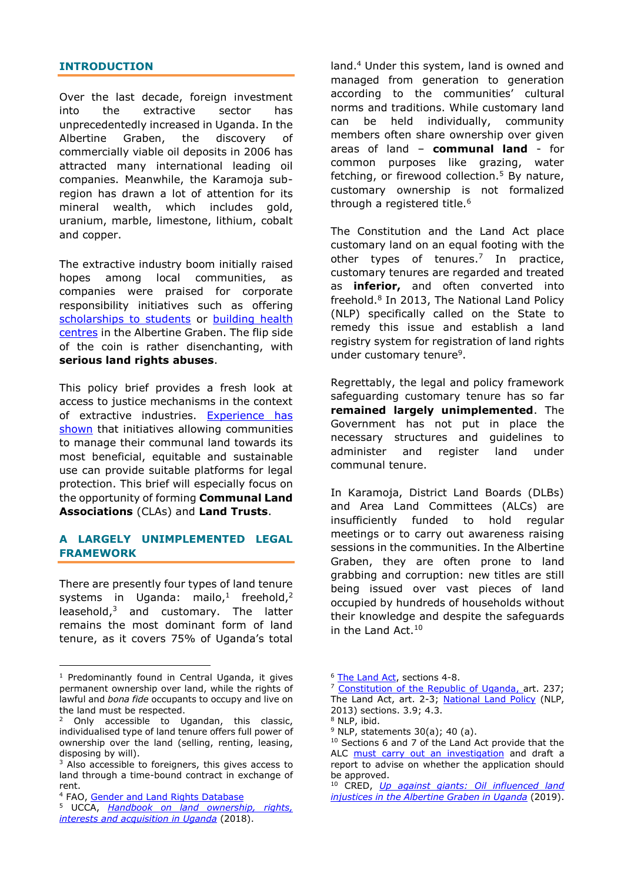## INTRODUCTION

Over the last decade, foreign investment into the extractive sector has unprecedentedly increased in Uganda. In the Albertine Graben, the discovery of commercially viable oil deposits in 2006 has attracted many international leading oil companies. Meanwhile, the Karamoja sub-region has drawn a lot of attention for its mineral wealth, which includes gold, uranium, marble, limestone, lithium, cobalt and copper.

The extractive industry boom initially raised hopes among local communities, as companies were praised for corporate responsibility initiatives such as offering scholarships to students or building health centres in the Albertine Graben. The flip side of the coin is rather disenchanting, with **serious land rights abuses**.

This policy brief provides a fresh look at access to justice mechanisms in the context of extractive industries. Experience has shown that initiatives allowing communities to manage their communal land towards its most beneficial, equitable and sustainable use can provide suitable platforms for legal protection. This brief will especially focus on the opportunity of forming **Communal Land Associations** (CLAs) and **Land Trusts**.

## A LARGELY UNIMPLEMENTED LEGAL FRAMEWORK

There are presently four types of land tenure systems in Uganda: mailo,[1] freehold,[2] leasehold,[3] and customary. The latter remains the most dominant form of land tenure, as it covers 75% of Uganda's total land.[4] Under this system, land is owned and managed from generation to generation according to the communities' cultural norms and traditions. While customary land can be held individually, community members often share ownership over given areas of land – **communal land** - for common purposes like grazing, water fetching, or firewood collection.[5] By nature, customary ownership is not formalized through a registered title.[6]

The Constitution and the Land Act place customary land on an equal footing with the other types of tenures.[7] In practice, customary tenures are regarded and treated as **inferior,** and often converted into freehold.[8] In 2013, The National Land Policy (NLP) specifically called on the State to remedy this issue and establish a land registry system for registration of land rights under customary tenure[9].

Regrettably, the legal and policy framework safeguarding customary tenure has so far **remained largely unimplemented**. The Government has not put in place the necessary structures and guidelines to administer and register land under communal tenure.

In Karamoja, District Land Boards (DLBs) and Area Land Committees (ALCs) are insufficiently funded to hold regular meetings or to carry out awareness raising sessions in the communities. In the Albertine Graben, they are often prone to land grabbing and corruption: new titles are still being issued over vast pieces of land occupied by hundreds of households without their knowledge and despite the safeguards in the Land Act.[10]

---

[1] Predominantly found in Central Uganda, it gives permanent ownership over land, while the rights of lawful and *bona fide* occupants to occupy and live on the land must be respected.

[2] Only accessible to Ugandan, this classic, individualised type of land tenure offers full power of ownership over the land (selling, renting, leasing, disposing by will).

[3] Also accessible to foreigners, this gives access to land through a time-bound contract in exchange of rent.

[4] FAO, Gender and Land Rights Database

[5] UCCA, *Handbook on land ownership, rights, interests and acquisition in Uganda* (2018).

[6] The Land Act, sections 4-8.

[7] Constitution of the Republic of Uganda, art. 237; The Land Act, art. 2-3; National Land Policy (NLP, 2013) sections. 3.9; 4.3.

[8] NLP, ibid.

[9] NLP, statements 30(a); 40 (a).

[10] Sections 6 and 7 of the Land Act provide that the ALC must carry out an investigation and draft a report to advise on whether the application should be approved.

[10] CRED, *Up against giants: Oil influenced land injustices in the Albertine Graben in Uganda* (2019).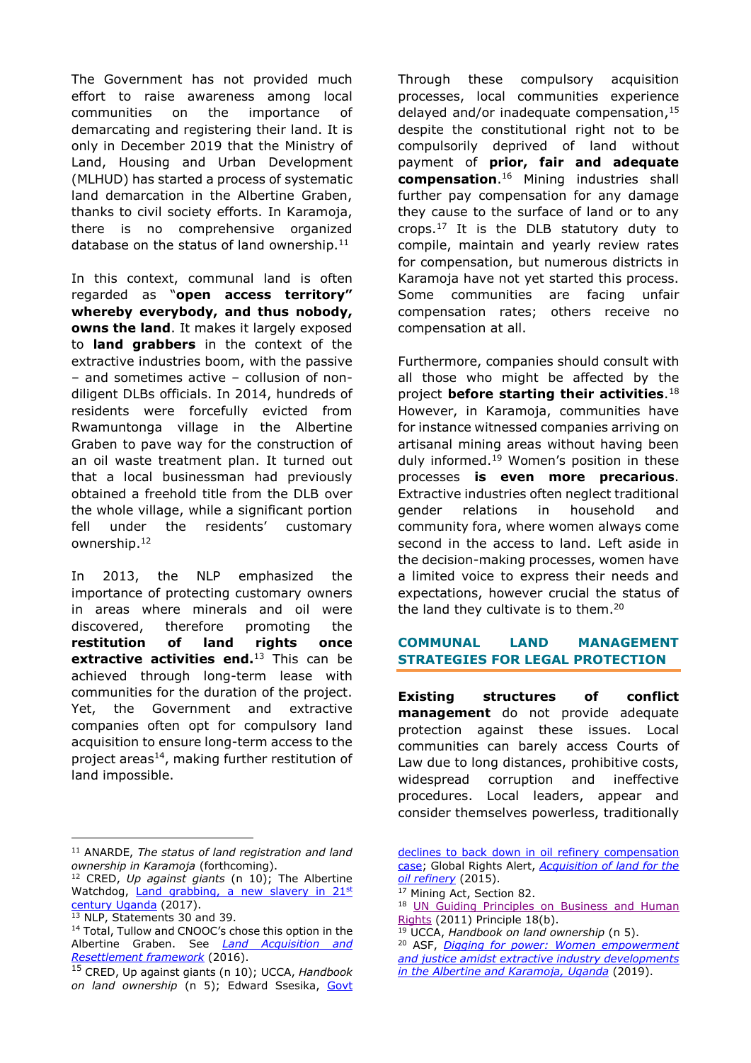The Government has not provided much effort to raise awareness among local communities on the importance of demarcating and registering their land. It is only in December 2019 that the Ministry of Land, Housing and Urban Development (MLHUD) has started a process of systematic land demarcation in the Albertine Graben, thanks to civil society efforts. In Karamoja, there is no comprehensive organized database on the status of land ownership.[11]

In this context, communal land is often regarded as "**open access territory" whereby everybody, and thus nobody, owns the land**. It makes it largely exposed to **land grabbers** in the context of the extractive industries boom, with the passive – and sometimes active – collusion of non-diligent DLBs officials. In 2014, hundreds of residents were forcefully evicted from Rwamuntonga village in the Albertine Graben to pave way for the construction of an oil waste treatment plan. It turned out that a local businessman had previously obtained a freehold title from the DLB over the whole village, while a significant portion fell under the residents' customary ownership.[12]

In 2013, the NLP emphasized the importance of protecting customary owners in areas where minerals and oil were discovered, therefore promoting the **restitution of land rights once extractive activities end.**[13] This can be achieved through long-term lease with communities for the duration of the project. Yet, the Government and extractive companies often opt for compulsory land acquisition to ensure long-term access to the project areas[14], making further restitution of land impossible.

Through these compulsory acquisition processes, local communities experience delayed and/or inadequate compensation,[15] despite the constitutional right not to be compulsorily deprived of land without payment of **prior, fair and adequate compensation**.[16] Mining industries shall further pay compensation for any damage they cause to the surface of land or to any crops.[17] It is the DLB statutory duty to compile, maintain and yearly review rates for compensation, but numerous districts in Karamoja have not yet started this process. Some communities are facing unfair compensation rates; others receive no compensation at all.

Furthermore, companies should consult with all those who might be affected by the project **before starting their activities**.[18] However, in Karamoja, communities have for instance witnessed companies arriving on artisanal mining areas without having been duly informed.[19] Women's position in these processes **is even more precarious**. Extractive industries often neglect traditional gender relations in household and community fora, where women always come second in the access to land. Left aside in the decision-making processes, women have a limited voice to express their needs and expectations, however crucial the status of the land they cultivate is to them.[20]

## COMMUNAL LAND MANAGEMENT STRATEGIES FOR LEGAL PROTECTION

**Existing structures of conflict management** do not provide adequate protection against these issues. Local communities can barely access Courts of Law due to long distances, prohibitive costs, widespread corruption and ineffective procedures. Local leaders, appear and consider themselves powerless, traditionally

---

[11] ANARDE, *The status of land registration and land ownership in Karamoja* (forthcoming).

[12] CRED, *Up against giants* (n 10); The Albertine Watchdog, [Land grabbing, a new slavery in 21st century Uganda](#) (2017).

[13] NLP, Statements 30 and 39.

[14] Total, Tullow and CNOOC's chose this option in the Albertine Graben. See *[Land Acquisition and Resettlement framework](#)* (2016).

[15] CRED, Up against giants (n 10); UCCA, *Handbook on land ownership* (n 5); Edward Ssesika, [Govt declines to back down in oil refinery compensation case](#); Global Rights Alert, *[Acquisition of land for the oil refinery](#)* (2015).

[17] Mining Act, Section 82.

[18] [UN Guiding Principles on Business and Human Rights](#) (2011) Principle 18(b).

[19] UCCA, *Handbook on land ownership* (n 5).

[20] ASF, *[Digging for power: Women empowerment and justice amidst extractive industry developments in the Albertine and Karamoja, Uganda](#)* (2019).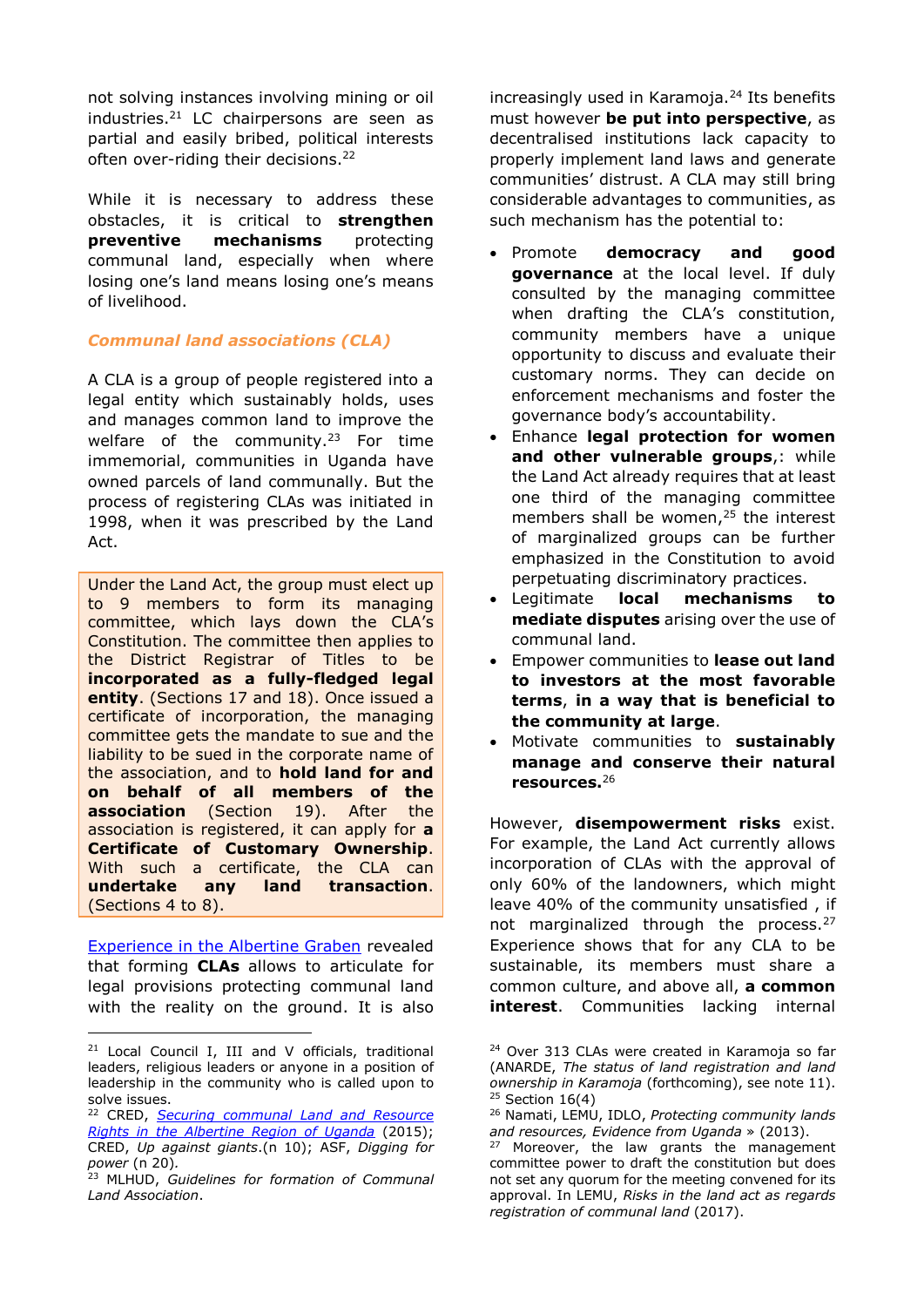not solving instances involving mining or oil industries.[21] LC chairpersons are seen as partial and easily bribed, political interests often over-riding their decisions.[22]

While it is necessary to address these obstacles, it is critical to **strengthen preventive mechanisms** protecting communal land, especially when where losing one's land means losing one's means of livelihood.

### *Communal land associations (CLA)*

A CLA is a group of people registered into a legal entity which sustainably holds, uses and manages common land to improve the welfare of the community.[23] For time immemorial, communities in Uganda have owned parcels of land communally. But the process of registering CLAs was initiated in 1998, when it was prescribed by the Land Act.

Under the Land Act, the group must elect up to 9 members to form its managing committee, which lays down the CLA's Constitution. The committee then applies to the District Registrar of Titles to be **incorporated as a fully-fledged legal entity**. (Sections 17 and 18). Once issued a certificate of incorporation, the managing committee gets the mandate to sue and the liability to be sued in the corporate name of the association, and to **hold land for and on behalf of all members of the association** (Section 19). After the association is registered, it can apply for **a Certificate of Customary Ownership**. With such a certificate, the CLA can **undertake any land transaction**. (Sections 4 to 8).

Experience in the Albertine Graben revealed that forming **CLAs** allows to articulate for legal provisions protecting communal land with the reality on the ground. It is also increasingly used in Karamoja.[24] Its benefits must however **be put into perspective**, as decentralised institutions lack capacity to properly implement land laws and generate communities' distrust. A CLA may still bring considerable advantages to communities, as such mechanism has the potential to:

- Promote **democracy and good governance** at the local level. If duly consulted by the managing committee when drafting the CLA's constitution, community members have a unique opportunity to discuss and evaluate their customary norms. They can decide on enforcement mechanisms and foster the governance body's accountability.
- Enhance **legal protection for women and other vulnerable groups**,: while the Land Act already requires that at least one third of the managing committee members shall be women,[25] the interest of marginalized groups can be further emphasized in the Constitution to avoid perpetuating discriminatory practices.
- Legitimate **local mechanisms to mediate disputes** arising over the use of communal land.
- Empower communities to **lease out land to investors at the most favorable terms**, **in a way that is beneficial to the community at large**.
- Motivate communities to **sustainably manage and conserve their natural resources.**[26]

However, **disempowerment risks** exist. For example, the Land Act currently allows incorporation of CLAs with the approval of only 60% of the landowners, which might leave 40% of the community unsatisfied , if not marginalized through the process.[27] Experience shows that for any CLA to be sustainable, its members must share a common culture, and above all, **a common interest**. Communities lacking internal

---

[21] Local Council I, III and V officials, traditional leaders, religious leaders or anyone in a position of leadership in the community who is called upon to solve issues.

[22] CRED, *Securing communal Land and Resource Rights in the Albertine Region of Uganda* (2015); CRED, *Up against giants*.(n 10); ASF, *Digging for power* (n 20).

[23] MLHUD, *Guidelines for formation of Communal Land Association*.

[24] Over 313 CLAs were created in Karamoja so far (ANARDE, *The status of land registration and land ownership in Karamoja* (forthcoming), see note 11).

[25] Section 16(4)

[26] Namati, LEMU, IDLO, *Protecting community lands and resources, Evidence from Uganda* » (2013).

[27] Moreover, the law grants the management committee power to draft the constitution but does not set any quorum for the meeting convened for its approval. In LEMU, *Risks in the land act as regards registration of communal land* (2017).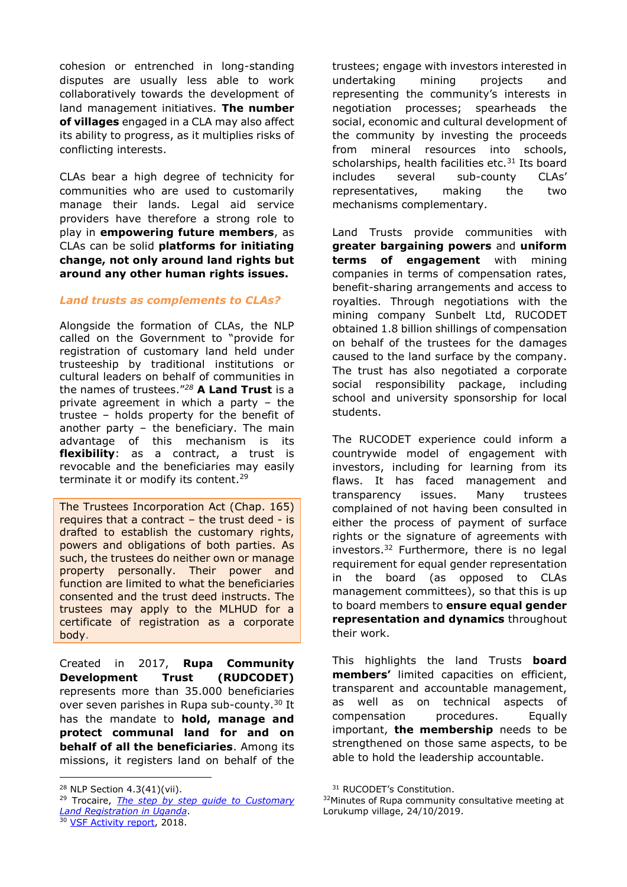cohesion or entrenched in long-standing disputes are usually less able to work collaboratively towards the development of land management initiatives. **The number of villages** engaged in a CLA may also affect its ability to progress, as it multiplies risks of conflicting interests.

CLAs bear a high degree of technicity for communities who are used to customarily manage their lands. Legal aid service providers have therefore a strong role to play in **empowering future members**, as CLAs can be solid **platforms for initiating change, not only around land rights but around any other human rights issues.**

### *Land trusts as complements to CLAs?*

Alongside the formation of CLAs, the NLP called on the Government to "provide for registration of customary land held under trusteeship by traditional institutions or cultural leaders on behalf of communities in the names of trustees."[28] **A Land Trust** is a private agreement in which a party – the trustee – holds property for the benefit of another party – the beneficiary. The main advantage of this mechanism is its **flexibility**: as a contract, a trust is revocable and the beneficiaries may easily terminate it or modify its content.[29]

> The Trustees Incorporation Act (Chap. 165) requires that a contract – the trust deed - is drafted to establish the customary rights, powers and obligations of both parties. As such, the trustees do neither own or manage property personally. Their power and function are limited to what the beneficiaries consented and the trust deed instructs. The trustees may apply to the MLHUD for a certificate of registration as a corporate body.

Created in 2017, **Rupa Community Development Trust (RUDCODET)** represents more than 35.000 beneficiaries over seven parishes in Rupa sub-county.[30] It has the mandate to **hold, manage and protect communal land for and on behalf of all the beneficiaries**. Among its missions, it registers land on behalf of the trustees; engage with investors interested in undertaking mining projects and representing the community's interests in negotiation processes; spearheads the social, economic and cultural development of the community by investing the proceeds from mineral resources into schools, scholarships, health facilities etc.[31] Its board includes several sub-county CLAs' representatives, making the two mechanisms complementary.

Land Trusts provide communities with **greater bargaining powers** and **uniform terms of engagement** with mining companies in terms of compensation rates, benefit-sharing arrangements and access to royalties. Through negotiations with the mining company Sunbelt Ltd, RUCODET obtained 1.8 billion shillings of compensation on behalf of the trustees for the damages caused to the land surface by the company. The trust has also negotiated a corporate social responsibility package, including school and university sponsorship for local students.

The RUCODET experience could inform a countrywide model of engagement with investors, including for learning from its flaws. It has faced management and transparency issues. Many trustees complained of not having been consulted in either the process of payment of surface rights or the signature of agreements with investors.[32] Furthermore, there is no legal requirement for equal gender representation in the board (as opposed to CLAs management committees), so that this is up to board members to **ensure equal gender representation and dynamics** throughout their work.

This highlights the land Trusts **board members'** limited capacities on efficient, transparent and accountable management, as well as on technical aspects of compensation procedures. Equally important, **the membership** needs to be strengthened on those same aspects, to be able to hold the leadership accountable.

---

[28] NLP Section 4.3(41)(vii).

[29] Trocaire, *The step by step guide to Customary Land Registration in Uganda*.

[30] VSF Activity report, 2018.

[31] RUCODET's Constitution.

[32] Minutes of Rupa community consultative meeting at Lorukump village, 24/10/2019.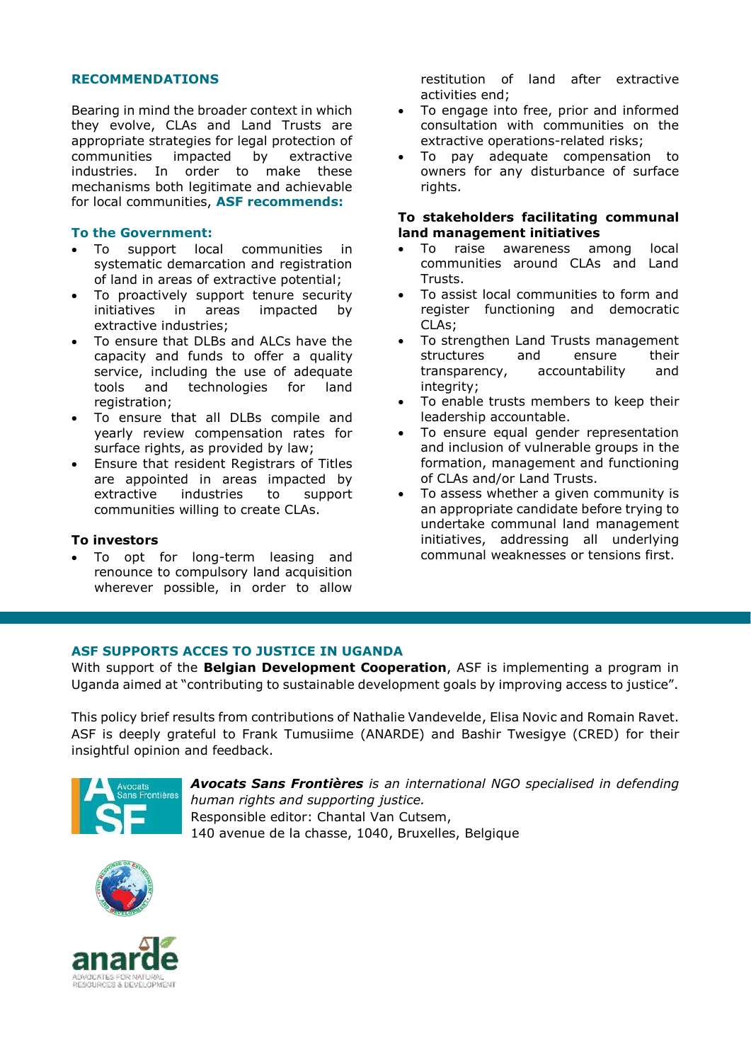## RECOMMENDATIONS

Bearing in mind the broader context in which they evolve, CLAs and Land Trusts are appropriate strategies for legal protection of communities impacted by extractive industries. In order to make these mechanisms both legitimate and achievable for local communities, **ASF recommends:**

### To the Government:

- To support local communities in systematic demarcation and registration of land in areas of extractive potential;
- To proactively support tenure security initiatives in areas impacted by extractive industries;
- To ensure that DLBs and ALCs have the capacity and funds to offer a quality service, including the use of adequate tools and technologies for land registration;
- To ensure that all DLBs compile and yearly review compensation rates for surface rights, as provided by law;
- Ensure that resident Registrars of Titles are appointed in areas impacted by extractive industries to support communities willing to create CLAs.

### To investors

- To opt for long-term leasing and renounce to compulsory land acquisition wherever possible, in order to allow restitution of land after extractive activities end;
- To engage into free, prior and informed consultation with communities on the extractive operations-related risks;
- To pay adequate compensation to owners for any disturbance of surface rights.

### To stakeholders facilitating communal land management initiatives

- To raise awareness among local communities around CLAs and Land Trusts.
- To assist local communities to form and register functioning and democratic CLAs;
- To strengthen Land Trusts management structures and ensure their transparency, accountability and integrity;
- To enable trusts members to keep their leadership accountable.
- To ensure equal gender representation and inclusion of vulnerable groups in the formation, management and functioning of CLAs and/or Land Trusts.
- To assess whether a given community is an appropriate candidate before trying to undertake communal land management initiatives, addressing all underlying communal weaknesses or tensions first.

## ASF SUPPORTS ACCES TO JUSTICE IN UGANDA

With support of the **Belgian Development Cooperation**, ASF is implementing a program in Uganda aimed at "contributing to sustainable development goals by improving access to justice".

This policy brief results from contributions of Nathalie Vandevelde, Elisa Novic and Romain Ravet. ASF is deeply grateful to Frank Tumusiime (ANARDE) and Bashir Twesigye (CRED) for their insightful opinion and feedback.

***Avocats Sans Frontières*** *is an international NGO specialised in defending human rights and supporting justice.*
Responsible editor: Chantal Van Cutsem,
140 avenue de la chasse, 1040, Bruxelles, Belgique